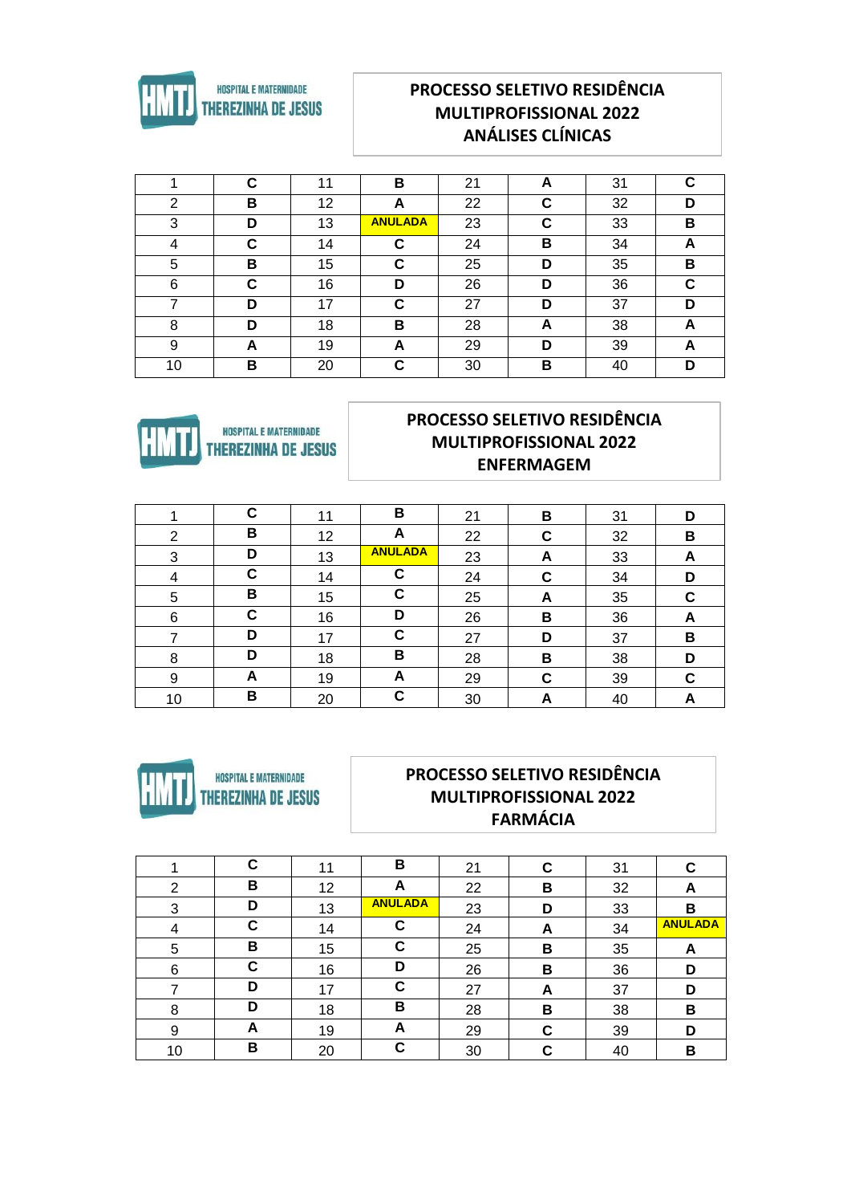HOSPITAL E MATERNIDADE THEREZINHA DE JESUS

## PROCESSO SELETIVO RESIDÊNCIA MULTIPROFISSIONAL 2022 ANÁLISES CLÍNICAS

| 1 | C | 11 | B | 21 | A | 31 | C |
|---|---|---|---|---|---|---|---|
| 2 | B | 12 | A | 22 | C | 32 | D |
| 3 | D | 13 | ANULADA | 23 | C | 33 | B |
| 4 | C | 14 | C | 24 | B | 34 | A |
| 5 | B | 15 | C | 25 | D | 35 | B |
| 6 | C | 16 | D | 26 | D | 36 | C |
| 7 | D | 17 | C | 27 | D | 37 | D |
| 8 | D | 18 | B | 28 | A | 38 | A |
| 9 | A | 19 | A | 29 | D | 39 | A |
| 10 | B | 20 | C | 30 | B | 40 | D |

HOSPITAL E MATERNIDADE THEREZINHA DE JESUS

## PROCESSO SELETIVO RESIDÊNCIA MULTIPROFISSIONAL 2022 ENFERMAGEM

| 1 | C | 11 | B | 21 | B | 31 | D |
|---|---|---|---|---|---|---|---|
| 2 | B | 12 | A | 22 | C | 32 | B |
| 3 | D | 13 | ANULADA | 23 | A | 33 | A |
| 4 | C | 14 | C | 24 | C | 34 | D |
| 5 | B | 15 | C | 25 | A | 35 | C |
| 6 | C | 16 | D | 26 | B | 36 | A |
| 7 | D | 17 | C | 27 | D | 37 | B |
| 8 | D | 18 | B | 28 | B | 38 | D |
| 9 | A | 19 | A | 29 | C | 39 | C |
| 10 | B | 20 | C | 30 | A | 40 | A |

HOSPITAL E MATERNIDADE THEREZINHA DE JESUS

## PROCESSO SELETIVO RESIDÊNCIA MULTIPROFISSIONAL 2022 FARMÁCIA

| 1 | C | 11 | B | 21 | C | 31 | C |
|---|---|---|---|---|---|---|---|
| 2 | B | 12 | A | 22 | B | 32 | A |
| 3 | D | 13 | ANULADA | 23 | D | 33 | B |
| 4 | C | 14 | C | 24 | A | 34 | ANULADA |
| 5 | B | 15 | C | 25 | B | 35 | A |
| 6 | C | 16 | D | 26 | B | 36 | D |
| 7 | D | 17 | C | 27 | A | 37 | D |
| 8 | D | 18 | B | 28 | B | 38 | B |
| 9 | A | 19 | A | 29 | C | 39 | D |
| 10 | B | 20 | C | 30 | C | 40 | B |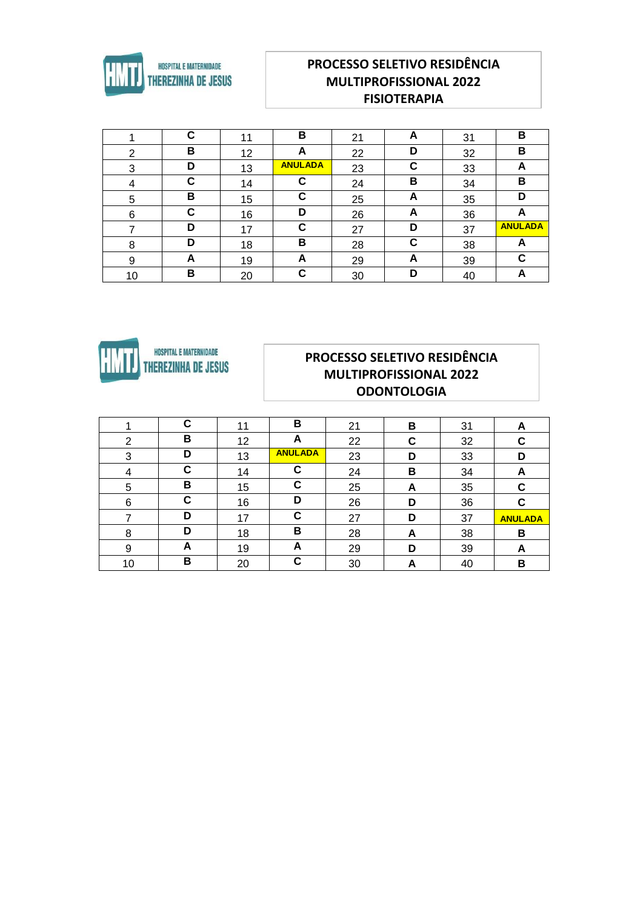HOSPITAL E MATERNIDADE THEREZINHA DE JESUS

## PROCESSO SELETIVO RESIDÊNCIA MULTIPROFISSIONAL 2022 FISIOTERAPIA

| | | | | | | | |
|---|---|---|---|---|---|---|---|
| 1 | C | 11 | B | 21 | A | 31 | B |
| 2 | B | 12 | A | 22 | D | 32 | B |
| 3 | D | 13 | ANULADA | 23 | C | 33 | A |
| 4 | C | 14 | C | 24 | B | 34 | B |
| 5 | B | 15 | C | 25 | A | 35 | D |
| 6 | C | 16 | D | 26 | A | 36 | A |
| 7 | D | 17 | C | 27 | D | 37 | ANULADA |
| 8 | D | 18 | B | 28 | C | 38 | A |
| 9 | A | 19 | A | 29 | A | 39 | C |
| 10 | B | 20 | C | 30 | D | 40 | A |

HOSPITAL E MATERNIDADE THEREZINHA DE JESUS

## PROCESSO SELETIVO RESIDÊNCIA MULTIPROFISSIONAL 2022 ODONTOLOGIA

| | | | | | | | |
|---|---|---|---|---|---|---|---|
| 1 | C | 11 | B | 21 | B | 31 | A |
| 2 | B | 12 | A | 22 | C | 32 | C |
| 3 | D | 13 | ANULADA | 23 | D | 33 | D |
| 4 | C | 14 | C | 24 | B | 34 | A |
| 5 | B | 15 | C | 25 | A | 35 | C |
| 6 | C | 16 | D | 26 | D | 36 | C |
| 7 | D | 17 | C | 27 | D | 37 | ANULADA |
| 8 | D | 18 | B | 28 | A | 38 | B |
| 9 | A | 19 | A | 29 | D | 39 | A |
| 10 | B | 20 | C | 30 | A | 40 | B |